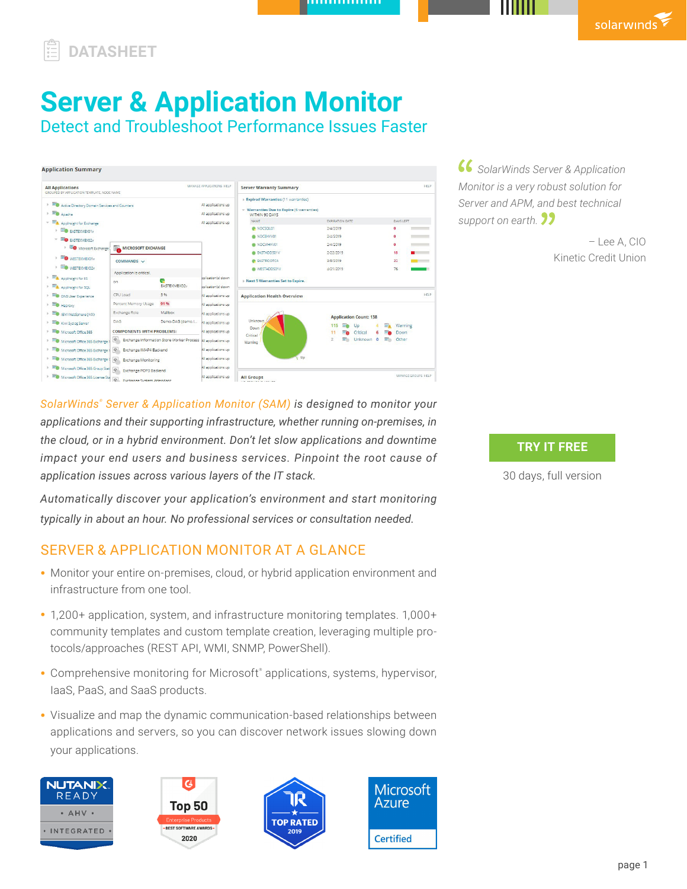DATASHEET

# Server & Application Monitor

## Detect and Troubleshoot Performance Issues Faster

*"SolarWinds Server & Application Monitor is a very robust solution for Server and APM, and best technical support on earth."*

– Lee A, CIO
Kinetic Credit Union

*SolarWinds® Server & Application Monitor (SAM) is designed to monitor your applications and their supporting infrastructure, whether running on-premises, in the cloud, or in a hybrid environment. Don't let slow applications and downtime impact your end users and business services. Pinpoint the root cause of application issues across various layers of the IT stack.*

*Automatically discover your application's environment and start monitoring typically in about an hour. No professional services or consultation needed.*

**TRY IT FREE**

30 days, full version

## SERVER & APPLICATION MONITOR AT A GLANCE

- Monitor your entire on-premises, cloud, or hybrid application environment and infrastructure from one tool.
- 1,200+ application, system, and infrastructure monitoring templates. 1,000+ community templates and custom template creation, leveraging multiple protocols/approaches (REST API, WMI, SNMP, PowerShell).
- Comprehensive monitoring for Microsoft® applications, systems, hypervisor, IaaS, PaaS, and SaaS products.
- Visualize and map the dynamic communication-based relationships between applications and servers, so you can discover network issues slowing down your applications.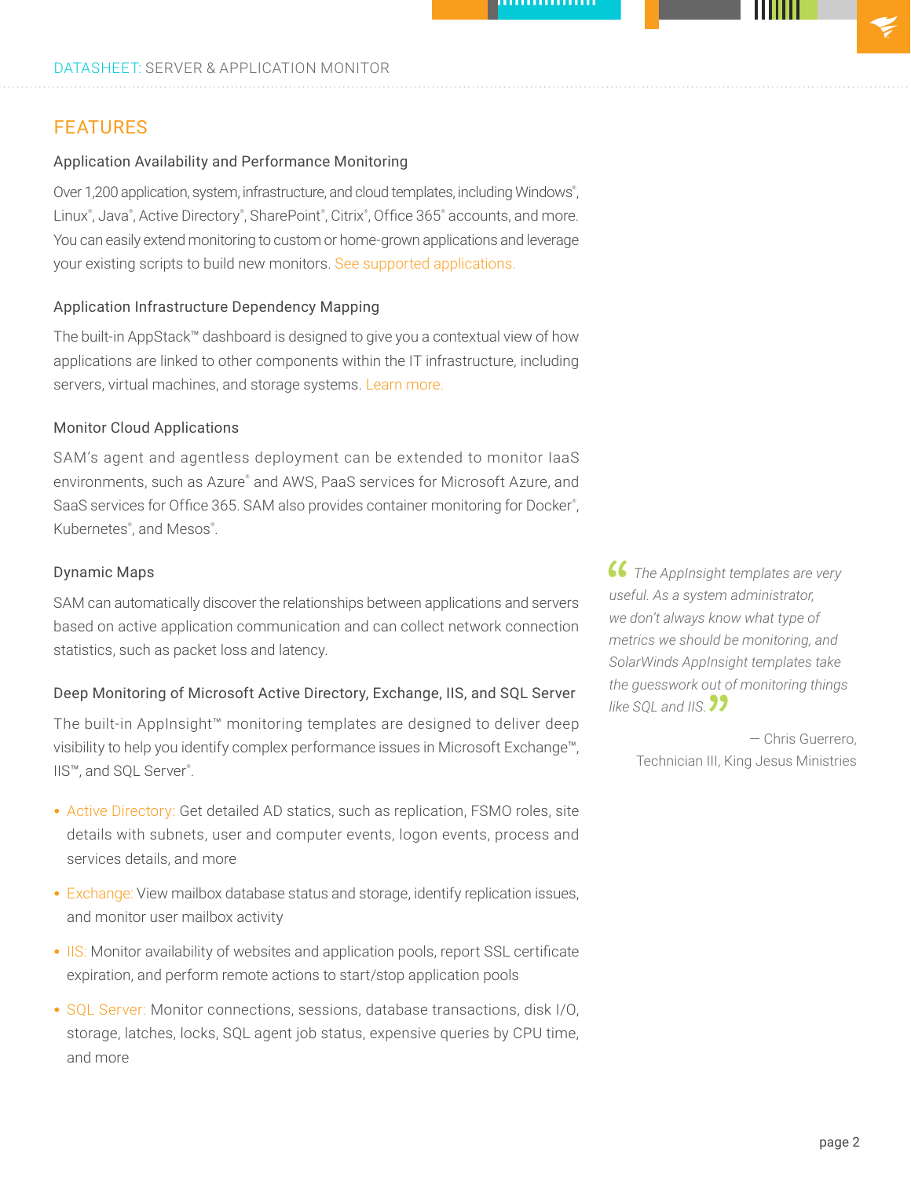## FEATURES

### Application Availability and Performance Monitoring

Over 1,200 application, system, infrastructure, and cloud templates, including Windows®, Linux®, Java®, Active Directory®, SharePoint®, Citrix®, Office 365® accounts, and more. You can easily extend monitoring to custom or home-grown applications and leverage your existing scripts to build new monitors. See supported applications.

### Application Infrastructure Dependency Mapping

The built-in AppStack™ dashboard is designed to give you a contextual view of how applications are linked to other components within the IT infrastructure, including servers, virtual machines, and storage systems. Learn more.

### Monitor Cloud Applications

SAM's agent and agentless deployment can be extended to monitor IaaS environments, such as Azure® and AWS, PaaS services for Microsoft Azure, and SaaS services for Office 365. SAM also provides container monitoring for Docker®, Kubernetes®, and Mesos®.

### Dynamic Maps

SAM can automatically discover the relationships between applications and servers based on active application communication and can collect network connection statistics, such as packet loss and latency.

### Deep Monitoring of Microsoft Active Directory, Exchange, IIS, and SQL Server

The built-in AppInsight™ monitoring templates are designed to deliver deep visibility to help you identify complex performance issues in Microsoft Exchange™, IIS™, and SQL Server®.

- Active Directory: Get detailed AD statics, such as replication, FSMO roles, site details with subnets, user and computer events, logon events, process and services details, and more
- Exchange: View mailbox database status and storage, identify replication issues, and monitor user mailbox activity
- IIS: Monitor availability of websites and application pools, report SSL certificate expiration, and perform remote actions to start/stop application pools
- SQL Server: Monitor connections, sessions, database transactions, disk I/O, storage, latches, locks, SQL agent job status, expensive queries by CPU time, and more

> *"The AppInsight templates are very useful. As a system administrator, we don't always know what type of metrics we should be monitoring, and SolarWinds AppInsight templates take the guesswork out of monitoring things like SQL and IIS."*
>
> — Chris Guerrero, Technician III, King Jesus Ministries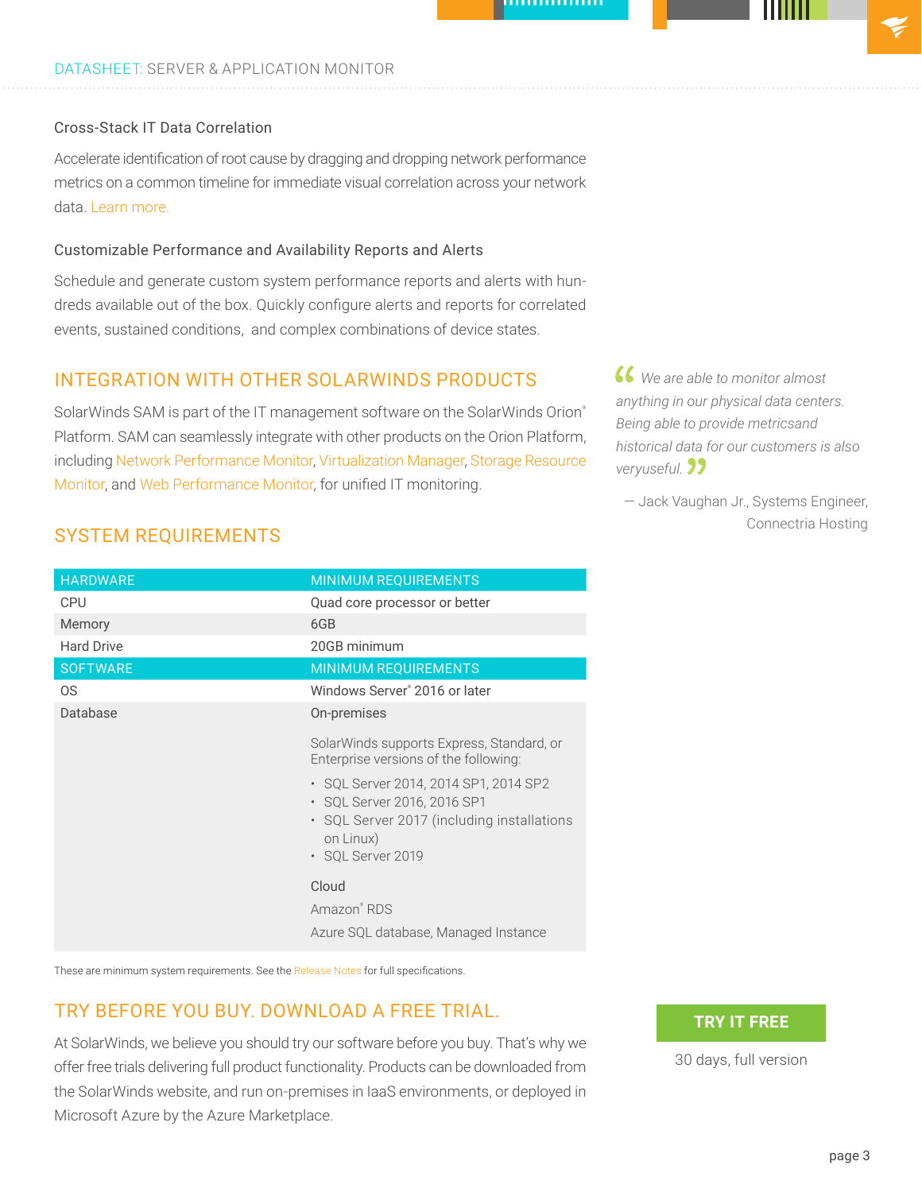### Cross-Stack IT Data Correlation

Accelerate identification of root cause by dragging and dropping network performance metrics on a common timeline for immediate visual correlation across your network data. Learn more.

### Customizable Performance and Availability Reports and Alerts

Schedule and generate custom system performance reports and alerts with hundreds available out of the box. Quickly configure alerts and reports for correlated events, sustained conditions, and complex combinations of device states.

## INTEGRATION WITH OTHER SOLARWINDS PRODUCTS

SolarWinds SAM is part of the IT management software on the SolarWinds Orion® Platform. SAM can seamlessly integrate with other products on the Orion Platform, including Network Performance Monitor, Virtualization Manager, Storage Resource Monitor, and Web Performance Monitor, for unified IT monitoring.

> *"We are able to monitor almost anything in our physical data centers. Being able to provide metricsand historical data for our customers is also veryuseful."*
>
> — Jack Vaughan Jr., Systems Engineer, Connectria Hosting

## SYSTEM REQUIREMENTS

| HARDWARE | MINIMUM REQUIREMENTS |
|---|---|
| CPU | Quad core processor or better |
| Memory | 6GB |
| Hard Drive | 20GB minimum |
| **SOFTWARE** | **MINIMUM REQUIREMENTS** |
| OS | Windows Server® 2016 or later |
| Database | On-premises<br><br>SolarWinds supports Express, Standard, or Enterprise versions of the following:<br>• SQL Server 2014, 2014 SP1, 2014 SP2<br>• SQL Server 2016, 2016 SP1<br>• SQL Server 2017 (including installations on Linux)<br>• SQL Server 2019<br><br>Cloud<br>Amazon® RDS<br>Azure SQL database, Managed Instance |

These are minimum system requirements. See the Release Notes for full specifications.

## TRY BEFORE YOU BUY. DOWNLOAD A FREE TRIAL.

At SolarWinds, we believe you should try our software before you buy. That's why we offer free trials delivering full product functionality. Products can be downloaded from the SolarWinds website, and run on-premises in IaaS environments, or deployed in Microsoft Azure by the Azure Marketplace.

**TRY IT FREE**

30 days, full version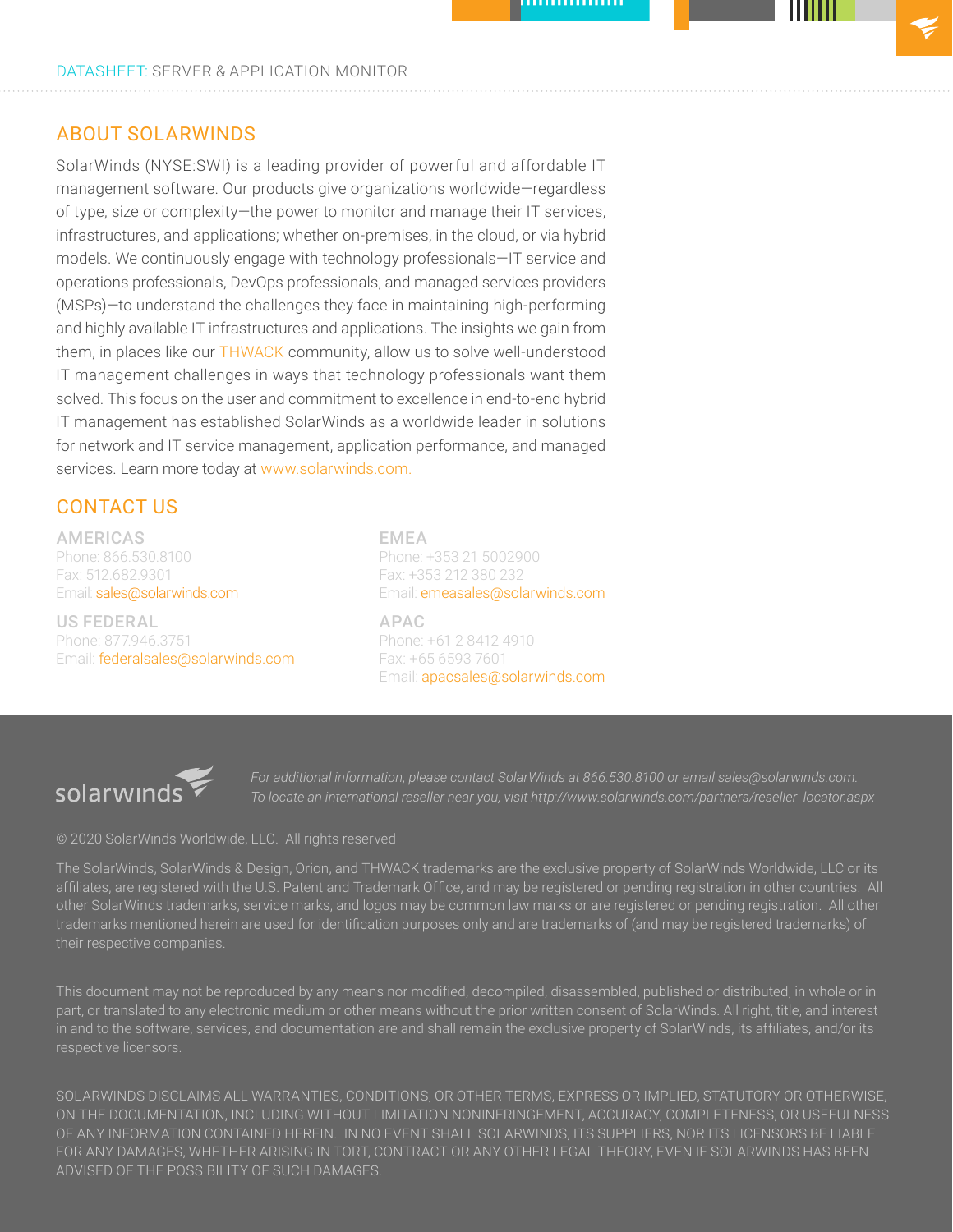## ABOUT SOLARWINDS

SolarWinds (NYSE:SWI) is a leading provider of powerful and affordable IT management software. Our products give organizations worldwide—regardless of type, size or complexity—the power to monitor and manage their IT services, infrastructures, and applications; whether on-premises, in the cloud, or via hybrid models. We continuously engage with technology professionals—IT service and operations professionals, DevOps professionals, and managed services providers (MSPs)—to understand the challenges they face in maintaining high-performing and highly available IT infrastructures and applications. The insights we gain from them, in places like our THWACK community, allow us to solve well-understood IT management challenges in ways that technology professionals want them solved. This focus on the user and commitment to excellence in end-to-end hybrid IT management has established SolarWinds as a worldwide leader in solutions for network and IT service management, application performance, and managed services. Learn more today at www.solarwinds.com.

## CONTACT US

### AMERICAS

Phone: 866.530.8100
Fax: 512.682.9301
Email: sales@solarwinds.com

### US FEDERAL

Phone: 877.946.3751
Email: federalsales@solarwinds.com

### EMEA

Phone: +353 21 5002900
Fax: +353 212 380 232
Email: emeasales@solarwinds.com

### APAC

Phone: +61 2 8412 4910
Fax: +65 6593 7601
Email: apacsales@solarwinds.com

solarwinds

*For additional information, please contact SolarWinds at 866.530.8100 or email sales@solarwinds.com.*
*To locate an international reseller near you, visit http://www.solarwinds.com/partners/reseller_locator.aspx*

© 2020 SolarWinds Worldwide, LLC. All rights reserved

The SolarWinds, SolarWinds & Design, Orion, and THWACK trademarks are the exclusive property of SolarWinds Worldwide, LLC or its affiliates, are registered with the U.S. Patent and Trademark Office, and may be registered or pending registration in other countries. All other SolarWinds trademarks, service marks, and logos may be common law marks or are registered or pending registration. All other trademarks mentioned herein are used for identification purposes only and are trademarks of (and may be registered trademarks) of their respective companies.

This document may not be reproduced by any means nor modified, decompiled, disassembled, published or distributed, in whole or in part, or translated to any electronic medium or other means without the prior written consent of SolarWinds. All right, title, and interest in and to the software, services, and documentation are and shall remain the exclusive property of SolarWinds, its affiliates, and/or its respective licensors.

SOLARWINDS DISCLAIMS ALL WARRANTIES, CONDITIONS, OR OTHER TERMS, EXPRESS OR IMPLIED, STATUTORY OR OTHERWISE, ON THE DOCUMENTATION, INCLUDING WITHOUT LIMITATION NONINFRINGEMENT, ACCURACY, COMPLETENESS, OR USEFULNESS OF ANY INFORMATION CONTAINED HEREIN. IN NO EVENT SHALL SOLARWINDS, ITS SUPPLIERS, NOR ITS LICENSORS BE LIABLE FOR ANY DAMAGES, WHETHER ARISING IN TORT, CONTRACT OR ANY OTHER LEGAL THEORY, EVEN IF SOLARWINDS HAS BEEN ADVISED OF THE POSSIBILITY OF SUCH DAMAGES.